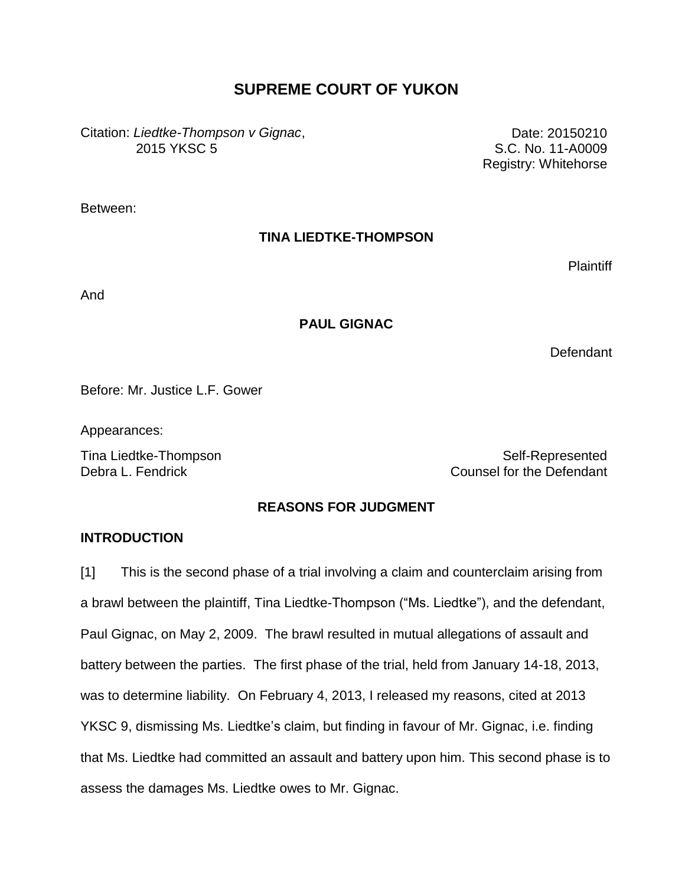# SUPREME COURT OF YUKON

Citation: *Liedtke-Thompson v Gignac*, 2015 YKSC 5

Date: 20150210
S.C. No. 11-A0009
Registry: Whitehorse

Between:

**TINA LIEDTKE-THOMPSON**

Plaintiff

And

**PAUL GIGNAC**

Defendant

Before: Mr. Justice L.F. Gower

Appearances:

Tina Liedtke-Thompson — Self-Represented
Debra L. Fendrick — Counsel for the Defendant

## REASONS FOR JUDGMENT

### INTRODUCTION

[1] This is the second phase of a trial involving a claim and counterclaim arising from a brawl between the plaintiff, Tina Liedtke-Thompson ("Ms. Liedtke"), and the defendant, Paul Gignac, on May 2, 2009. The brawl resulted in mutual allegations of assault and battery between the parties. The first phase of the trial, held from January 14-18, 2013, was to determine liability. On February 4, 2013, I released my reasons, cited at 2013 YKSC 9, dismissing Ms. Liedtke's claim, but finding in favour of Mr. Gignac, i.e. finding that Ms. Liedtke had committed an assault and battery upon him. This second phase is to assess the damages Ms. Liedtke owes to Mr. Gignac.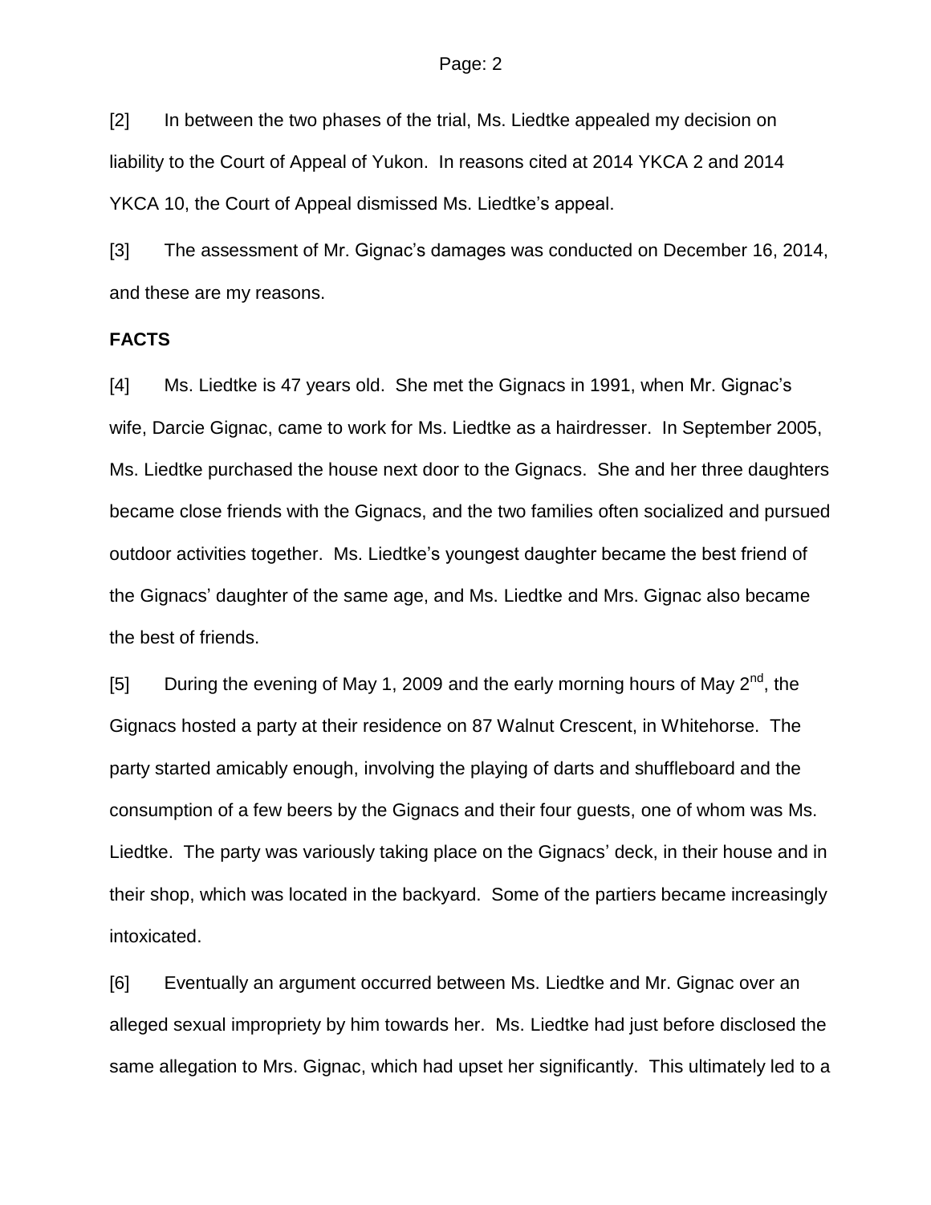[2] In between the two phases of the trial, Ms. Liedtke appealed my decision on liability to the Court of Appeal of Yukon. In reasons cited at 2014 YKCA 2 and 2014 YKCA 10, the Court of Appeal dismissed Ms. Liedtke's appeal.

[3] The assessment of Mr. Gignac's damages was conducted on December 16, 2014, and these are my reasons.

**FACTS**

[4] Ms. Liedtke is 47 years old. She met the Gignacs in 1991, when Mr. Gignac's wife, Darcie Gignac, came to work for Ms. Liedtke as a hairdresser. In September 2005, Ms. Liedtke purchased the house next door to the Gignacs. She and her three daughters became close friends with the Gignacs, and the two families often socialized and pursued outdoor activities together. Ms. Liedtke's youngest daughter became the best friend of the Gignacs' daughter of the same age, and Ms. Liedtke and Mrs. Gignac also became the best of friends.

[5] During the evening of May 1, 2009 and the early morning hours of May 2nd, the Gignacs hosted a party at their residence on 87 Walnut Crescent, in Whitehorse. The party started amicably enough, involving the playing of darts and shuffleboard and the consumption of a few beers by the Gignacs and their four guests, one of whom was Ms. Liedtke. The party was variously taking place on the Gignacs' deck, in their house and in their shop, which was located in the backyard. Some of the partiers became increasingly intoxicated.

[6] Eventually an argument occurred between Ms. Liedtke and Mr. Gignac over an alleged sexual impropriety by him towards her. Ms. Liedtke had just before disclosed the same allegation to Mrs. Gignac, which had upset her significantly. This ultimately led to a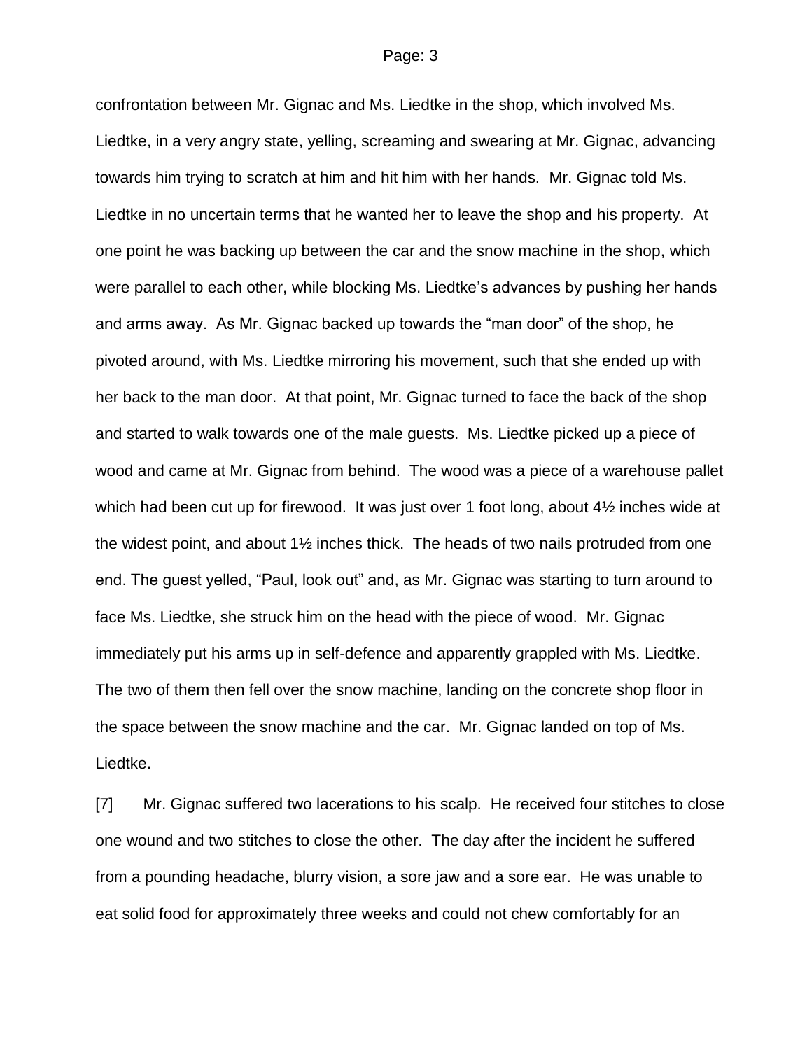confrontation between Mr. Gignac and Ms. Liedtke in the shop, which involved Ms. Liedtke, in a very angry state, yelling, screaming and swearing at Mr. Gignac, advancing towards him trying to scratch at him and hit him with her hands. Mr. Gignac told Ms. Liedtke in no uncertain terms that he wanted her to leave the shop and his property. At one point he was backing up between the car and the snow machine in the shop, which were parallel to each other, while blocking Ms. Liedtke's advances by pushing her hands and arms away. As Mr. Gignac backed up towards the "man door" of the shop, he pivoted around, with Ms. Liedtke mirroring his movement, such that she ended up with her back to the man door. At that point, Mr. Gignac turned to face the back of the shop and started to walk towards one of the male guests. Ms. Liedtke picked up a piece of wood and came at Mr. Gignac from behind. The wood was a piece of a warehouse pallet which had been cut up for firewood. It was just over 1 foot long, about 4½ inches wide at the widest point, and about 1½ inches thick. The heads of two nails protruded from one end. The guest yelled, "Paul, look out" and, as Mr. Gignac was starting to turn around to face Ms. Liedtke, she struck him on the head with the piece of wood. Mr. Gignac immediately put his arms up in self-defence and apparently grappled with Ms. Liedtke. The two of them then fell over the snow machine, landing on the concrete shop floor in the space between the snow machine and the car. Mr. Gignac landed on top of Ms. Liedtke.

[7] Mr. Gignac suffered two lacerations to his scalp. He received four stitches to close one wound and two stitches to close the other. The day after the incident he suffered from a pounding headache, blurry vision, a sore jaw and a sore ear. He was unable to eat solid food for approximately three weeks and could not chew comfortably for an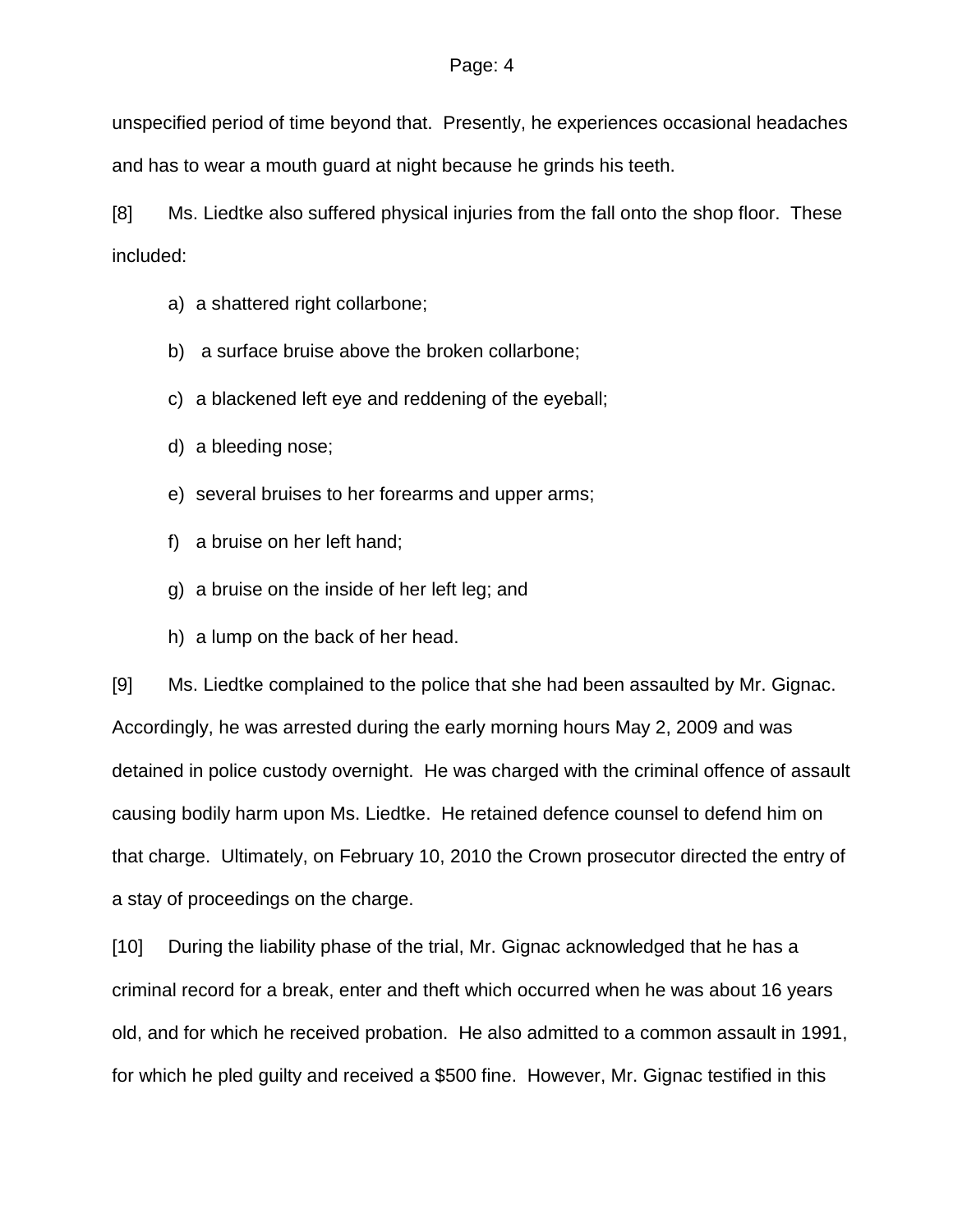unspecified period of time beyond that. Presently, he experiences occasional headaches and has to wear a mouth guard at night because he grinds his teeth.

[8] Ms. Liedtke also suffered physical injuries from the fall onto the shop floor. These included:

a) a shattered right collarbone;

b) a surface bruise above the broken collarbone;

c) a blackened left eye and reddening of the eyeball;

d) a bleeding nose;

e) several bruises to her forearms and upper arms;

f) a bruise on her left hand;

g) a bruise on the inside of her left leg; and

h) a lump on the back of her head.

[9] Ms. Liedtke complained to the police that she had been assaulted by Mr. Gignac. Accordingly, he was arrested during the early morning hours May 2, 2009 and was detained in police custody overnight. He was charged with the criminal offence of assault causing bodily harm upon Ms. Liedtke. He retained defence counsel to defend him on that charge. Ultimately, on February 10, 2010 the Crown prosecutor directed the entry of a stay of proceedings on the charge.

[10] During the liability phase of the trial, Mr. Gignac acknowledged that he has a criminal record for a break, enter and theft which occurred when he was about 16 years old, and for which he received probation. He also admitted to a common assault in 1991, for which he pled guilty and received a $500 fine. However, Mr. Gignac testified in this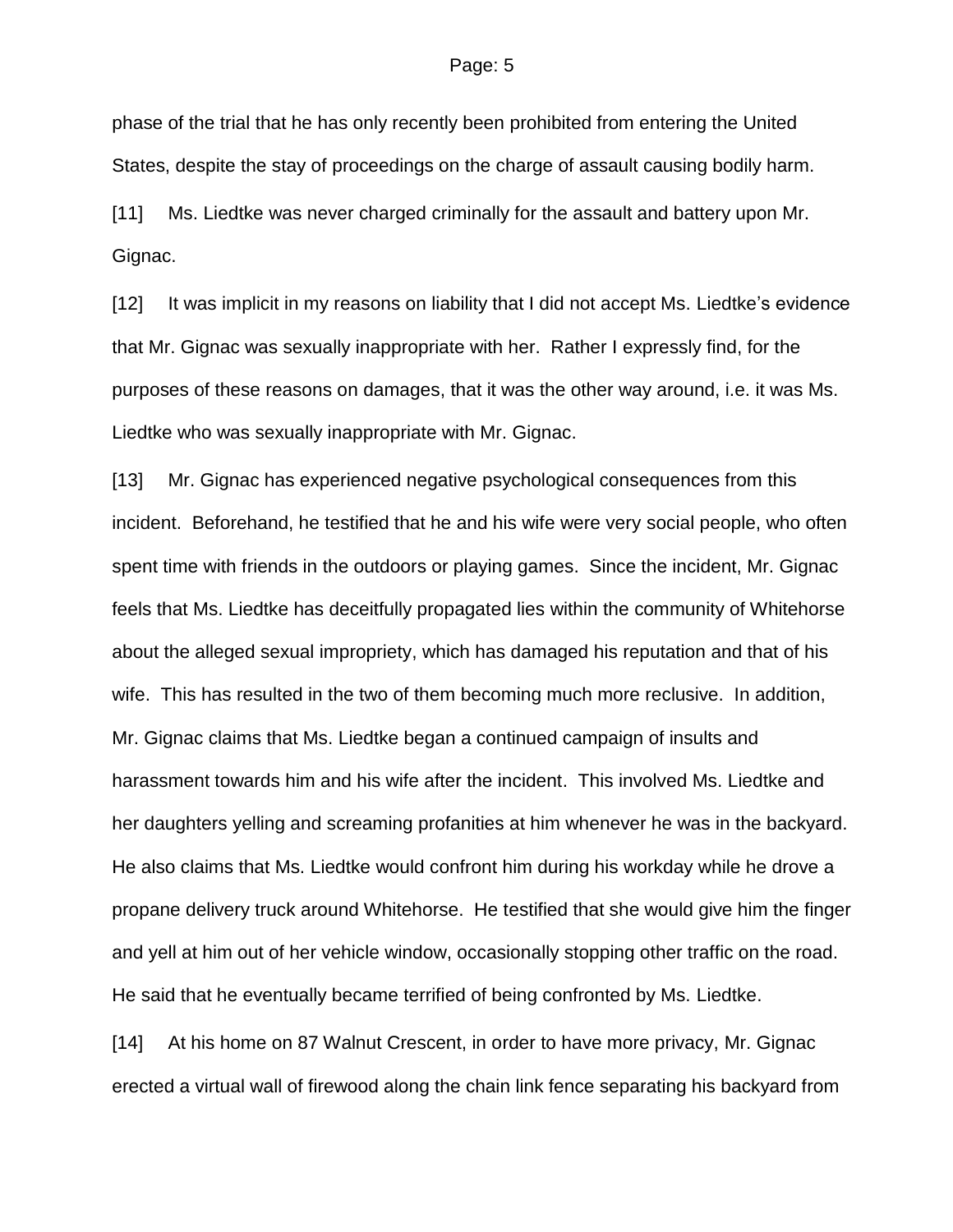phase of the trial that he has only recently been prohibited from entering the United States, despite the stay of proceedings on the charge of assault causing bodily harm.

[11] Ms. Liedtke was never charged criminally for the assault and battery upon Mr. Gignac.

[12] It was implicit in my reasons on liability that I did not accept Ms. Liedtke's evidence that Mr. Gignac was sexually inappropriate with her. Rather I expressly find, for the purposes of these reasons on damages, that it was the other way around, i.e. it was Ms. Liedtke who was sexually inappropriate with Mr. Gignac.

[13] Mr. Gignac has experienced negative psychological consequences from this incident. Beforehand, he testified that he and his wife were very social people, who often spent time with friends in the outdoors or playing games. Since the incident, Mr. Gignac feels that Ms. Liedtke has deceitfully propagated lies within the community of Whitehorse about the alleged sexual impropriety, which has damaged his reputation and that of his wife. This has resulted in the two of them becoming much more reclusive. In addition, Mr. Gignac claims that Ms. Liedtke began a continued campaign of insults and harassment towards him and his wife after the incident. This involved Ms. Liedtke and her daughters yelling and screaming profanities at him whenever he was in the backyard. He also claims that Ms. Liedtke would confront him during his workday while he drove a propane delivery truck around Whitehorse. He testified that she would give him the finger and yell at him out of her vehicle window, occasionally stopping other traffic on the road. He said that he eventually became terrified of being confronted by Ms. Liedtke.

[14] At his home on 87 Walnut Crescent, in order to have more privacy, Mr. Gignac erected a virtual wall of firewood along the chain link fence separating his backyard from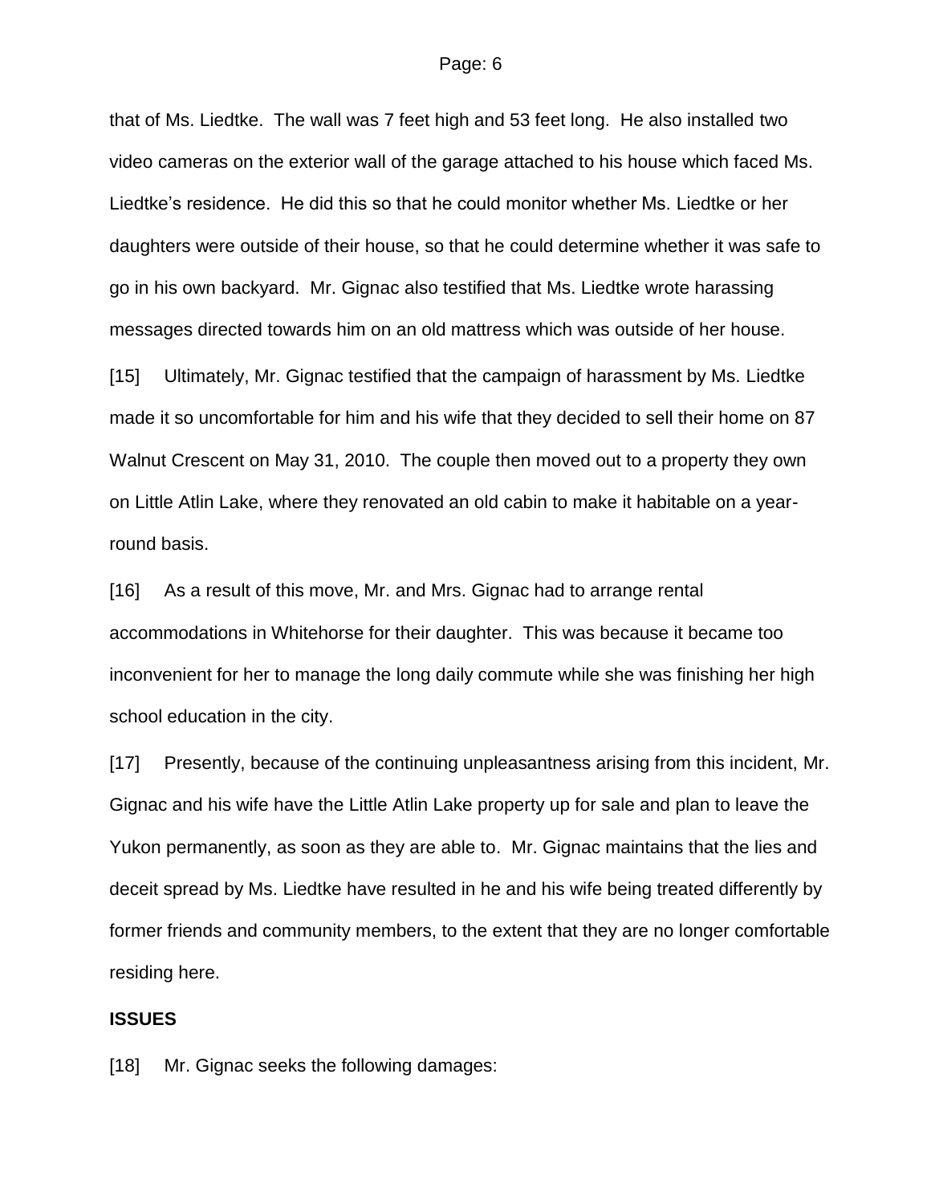that of Ms. Liedtke. The wall was 7 feet high and 53 feet long. He also installed two video cameras on the exterior wall of the garage attached to his house which faced Ms. Liedtke's residence. He did this so that he could monitor whether Ms. Liedtke or her daughters were outside of their house, so that he could determine whether it was safe to go in his own backyard. Mr. Gignac also testified that Ms. Liedtke wrote harassing messages directed towards him on an old mattress which was outside of her house.

[15] Ultimately, Mr. Gignac testified that the campaign of harassment by Ms. Liedtke made it so uncomfortable for him and his wife that they decided to sell their home on 87 Walnut Crescent on May 31, 2010. The couple then moved out to a property they own on Little Atlin Lake, where they renovated an old cabin to make it habitable on a year-round basis.

[16] As a result of this move, Mr. and Mrs. Gignac had to arrange rental accommodations in Whitehorse for their daughter. This was because it became too inconvenient for her to manage the long daily commute while she was finishing her high school education in the city.

[17] Presently, because of the continuing unpleasantness arising from this incident, Mr. Gignac and his wife have the Little Atlin Lake property up for sale and plan to leave the Yukon permanently, as soon as they are able to. Mr. Gignac maintains that the lies and deceit spread by Ms. Liedtke have resulted in he and his wife being treated differently by former friends and community members, to the extent that they are no longer comfortable residing here.

## ISSUES

[18] Mr. Gignac seeks the following damages: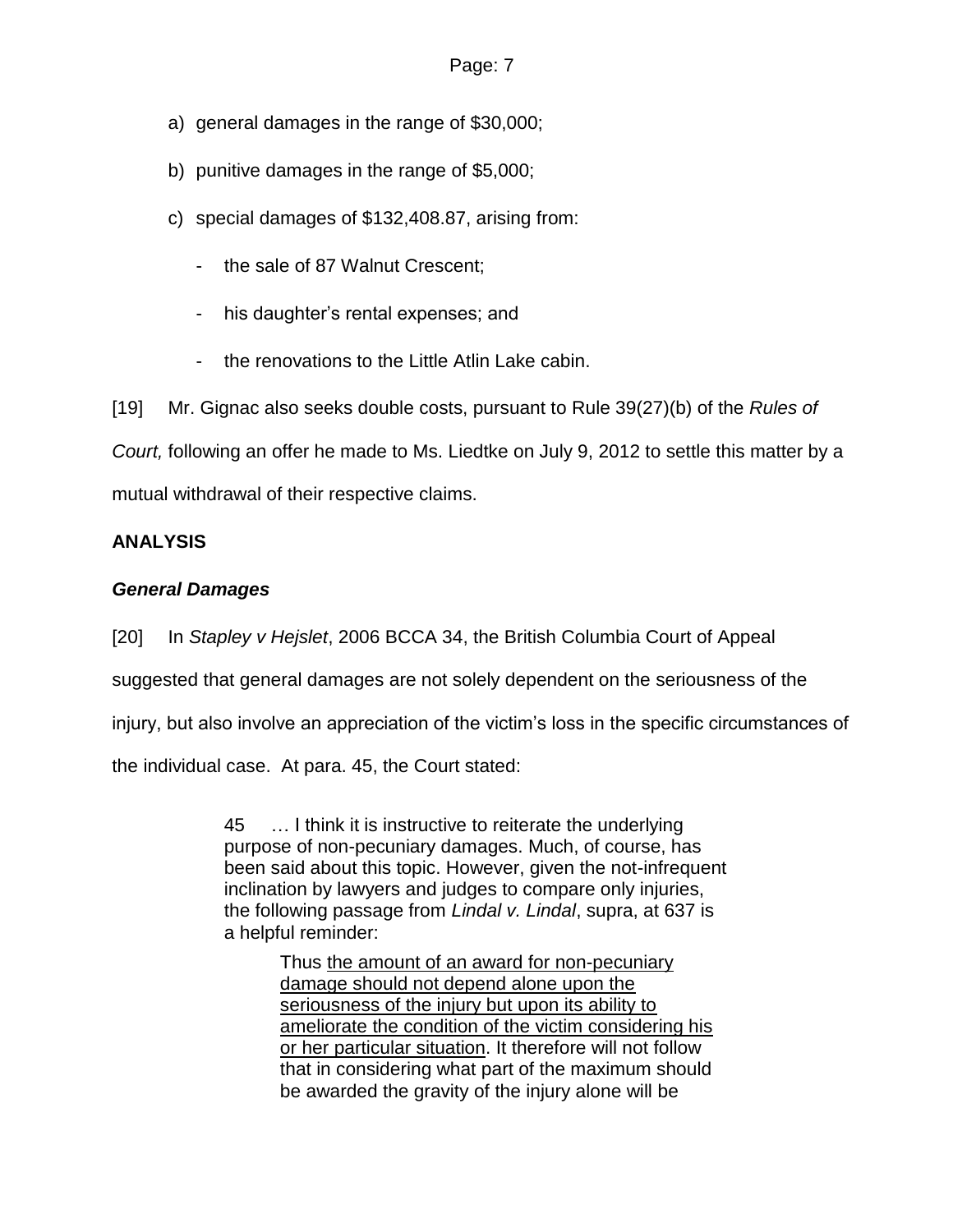a) general damages in the range of $30,000;

b) punitive damages in the range of $5,000;

c) special damages of $132,408.87, arising from:

- the sale of 87 Walnut Crescent;
- his daughter's rental expenses; and
- the renovations to the Little Atlin Lake cabin.

[19] Mr. Gignac also seeks double costs, pursuant to Rule 39(27)(b) of the *Rules of Court,* following an offer he made to Ms. Liedtke on July 9, 2012 to settle this matter by a mutual withdrawal of their respective claims.

## ANALYSIS

### *General Damages*

[20] In *Stapley v Hejslet*, 2006 BCCA 34, the British Columbia Court of Appeal suggested that general damages are not solely dependent on the seriousness of the injury, but also involve an appreciation of the victim's loss in the specific circumstances of the individual case. At para. 45, the Court stated:

> 45 … I think it is instructive to reiterate the underlying purpose of non-pecuniary damages. Much, of course, has been said about this topic. However, given the not-infrequent inclination by lawyers and judges to compare only injuries, the following passage from *Lindal v. Lindal*, supra, at 637 is a helpful reminder:
>
> > Thus <u>the amount of an award for non-pecuniary damage should not depend alone upon the seriousness of the injury but upon its ability to ameliorate the condition of the victim considering his or her particular situation</u>. It therefore will not follow that in considering what part of the maximum should be awarded the gravity of the injury alone will be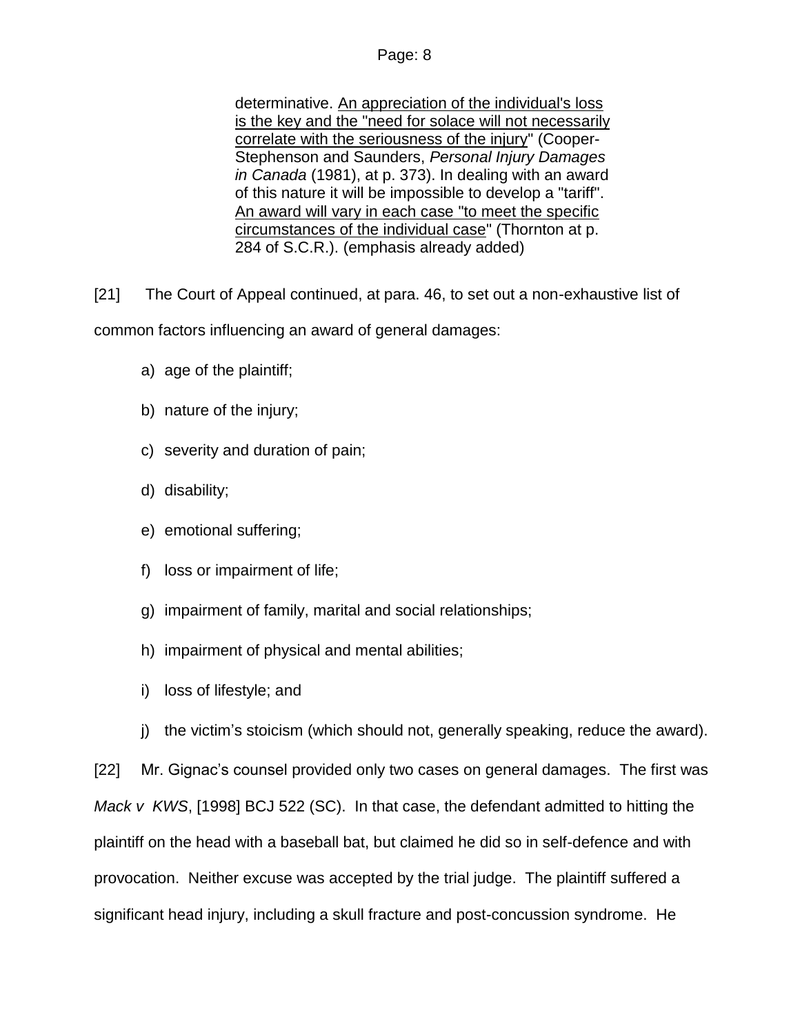> determinative. An appreciation of the individual's loss is the key and the "need for solace will not necessarily correlate with the seriousness of the injury" (Cooper-Stephenson and Saunders, *Personal Injury Damages in Canada* (1981), at p. 373). In dealing with an award of this nature it will be impossible to develop a "tariff". An award will vary in each case "to meet the specific circumstances of the individual case" (Thornton at p. 284 of S.C.R.). (emphasis already added)

[21] The Court of Appeal continued, at para. 46, to set out a non-exhaustive list of common factors influencing an award of general damages:

a) age of the plaintiff;

b) nature of the injury;

c) severity and duration of pain;

d) disability;

e) emotional suffering;

f) loss or impairment of life;

g) impairment of family, marital and social relationships;

h) impairment of physical and mental abilities;

i) loss of lifestyle; and

j) the victim's stoicism (which should not, generally speaking, reduce the award).

[22] Mr. Gignac's counsel provided only two cases on general damages. The first was *Mack v KWS*, [1998] BCJ 522 (SC). In that case, the defendant admitted to hitting the plaintiff on the head with a baseball bat, but claimed he did so in self-defence and with provocation. Neither excuse was accepted by the trial judge. The plaintiff suffered a significant head injury, including a skull fracture and post-concussion syndrome. He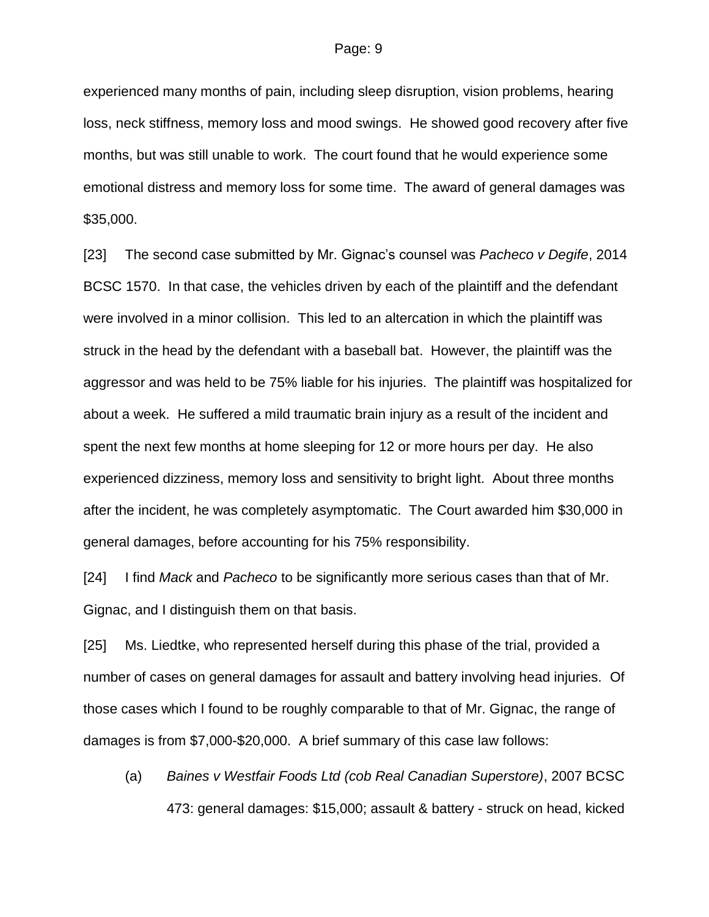experienced many months of pain, including sleep disruption, vision problems, hearing loss, neck stiffness, memory loss and mood swings. He showed good recovery after five months, but was still unable to work. The court found that he would experience some emotional distress and memory loss for some time. The award of general damages was $35,000.

[23] The second case submitted by Mr. Gignac's counsel was *Pacheco v Degife*, 2014 BCSC 1570. In that case, the vehicles driven by each of the plaintiff and the defendant were involved in a minor collision. This led to an altercation in which the plaintiff was struck in the head by the defendant with a baseball bat. However, the plaintiff was the aggressor and was held to be 75% liable for his injuries. The plaintiff was hospitalized for about a week. He suffered a mild traumatic brain injury as a result of the incident and spent the next few months at home sleeping for 12 or more hours per day. He also experienced dizziness, memory loss and sensitivity to bright light. About three months after the incident, he was completely asymptomatic. The Court awarded him $30,000 in general damages, before accounting for his 75% responsibility.

[24] I find *Mack* and *Pacheco* to be significantly more serious cases than that of Mr. Gignac, and I distinguish them on that basis.

[25] Ms. Liedtke, who represented herself during this phase of the trial, provided a number of cases on general damages for assault and battery involving head injuries. Of those cases which I found to be roughly comparable to that of Mr. Gignac, the range of damages is from $7,000-$20,000. A brief summary of this case law follows:

(a) *Baines v Westfair Foods Ltd (cob Real Canadian Superstore)*, 2007 BCSC 473: general damages: $15,000; assault & battery - struck on head, kicked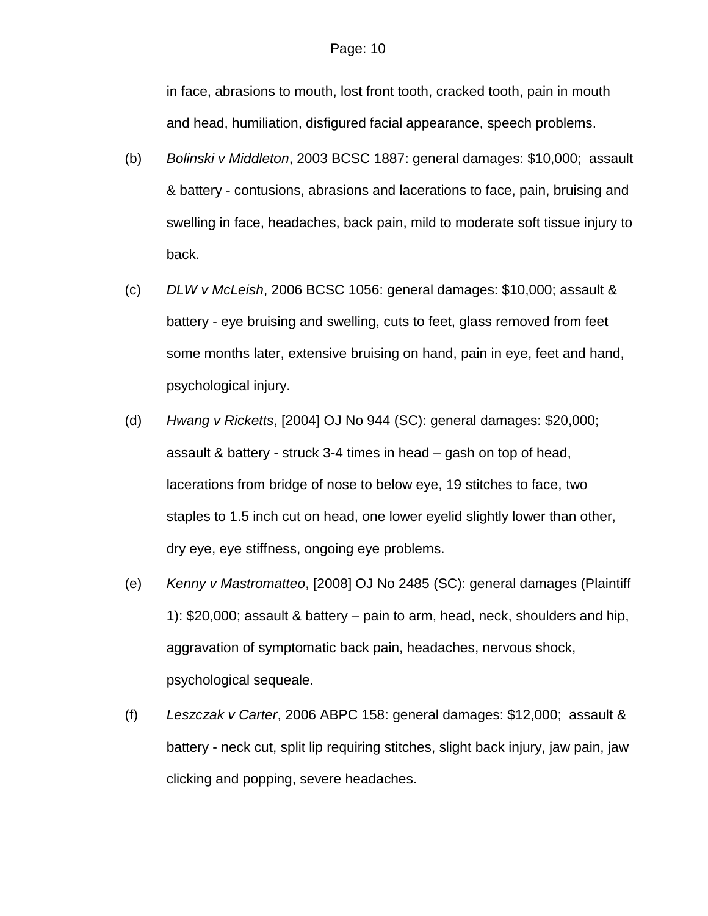in face, abrasions to mouth, lost front tooth, cracked tooth, pain in mouth and head, humiliation, disfigured facial appearance, speech problems.

(b) *Bolinski v Middleton*, 2003 BCSC 1887: general damages: $10,000; assault & battery - contusions, abrasions and lacerations to face, pain, bruising and swelling in face, headaches, back pain, mild to moderate soft tissue injury to back.

(c) *DLW v McLeish*, 2006 BCSC 1056: general damages: $10,000; assault & battery - eye bruising and swelling, cuts to feet, glass removed from feet some months later, extensive bruising on hand, pain in eye, feet and hand, psychological injury.

(d) *Hwang v Ricketts*, [2004] OJ No 944 (SC): general damages: $20,000; assault & battery - struck 3-4 times in head – gash on top of head, lacerations from bridge of nose to below eye, 19 stitches to face, two staples to 1.5 inch cut on head, one lower eyelid slightly lower than other, dry eye, eye stiffness, ongoing eye problems.

(e) *Kenny v Mastromatteo*, [2008] OJ No 2485 (SC): general damages (Plaintiff 1): $20,000; assault & battery – pain to arm, head, neck, shoulders and hip, aggravation of symptomatic back pain, headaches, nervous shock, psychological sequeale.

(f) *Leszczak v Carter*, 2006 ABPC 158: general damages: $12,000; assault & battery - neck cut, split lip requiring stitches, slight back injury, jaw pain, jaw clicking and popping, severe headaches.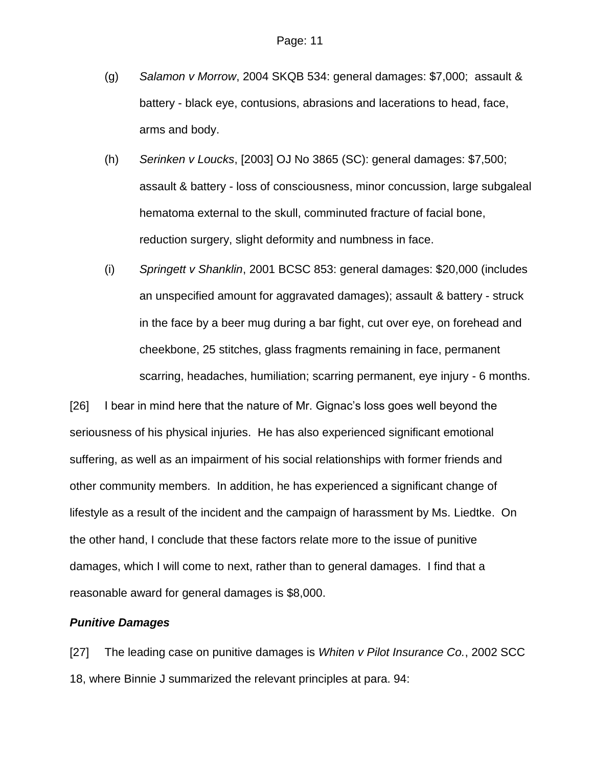(g) *Salamon v Morrow*, 2004 SKQB 534: general damages: $7,000; assault & battery - black eye, contusions, abrasions and lacerations to head, face, arms and body.

(h) *Serinken v Loucks*, [2003] OJ No 3865 (SC): general damages: $7,500; assault & battery - loss of consciousness, minor concussion, large subgaleal hematoma external to the skull, comminuted fracture of facial bone, reduction surgery, slight deformity and numbness in face.

(i) *Springett v Shanklin*, 2001 BCSC 853: general damages: $20,000 (includes an unspecified amount for aggravated damages); assault & battery - struck in the face by a beer mug during a bar fight, cut over eye, on forehead and cheekbone, 25 stitches, glass fragments remaining in face, permanent scarring, headaches, humiliation; scarring permanent, eye injury - 6 months.

[26] I bear in mind here that the nature of Mr. Gignac's loss goes well beyond the seriousness of his physical injuries. He has also experienced significant emotional suffering, as well as an impairment of his social relationships with former friends and other community members. In addition, he has experienced a significant change of lifestyle as a result of the incident and the campaign of harassment by Ms. Liedtke. On the other hand, I conclude that these factors relate more to the issue of punitive damages, which I will come to next, rather than to general damages. I find that a reasonable award for general damages is $8,000.

***Punitive Damages***

[27] The leading case on punitive damages is *Whiten v Pilot Insurance Co.*, 2002 SCC 18, where Binnie J summarized the relevant principles at para. 94: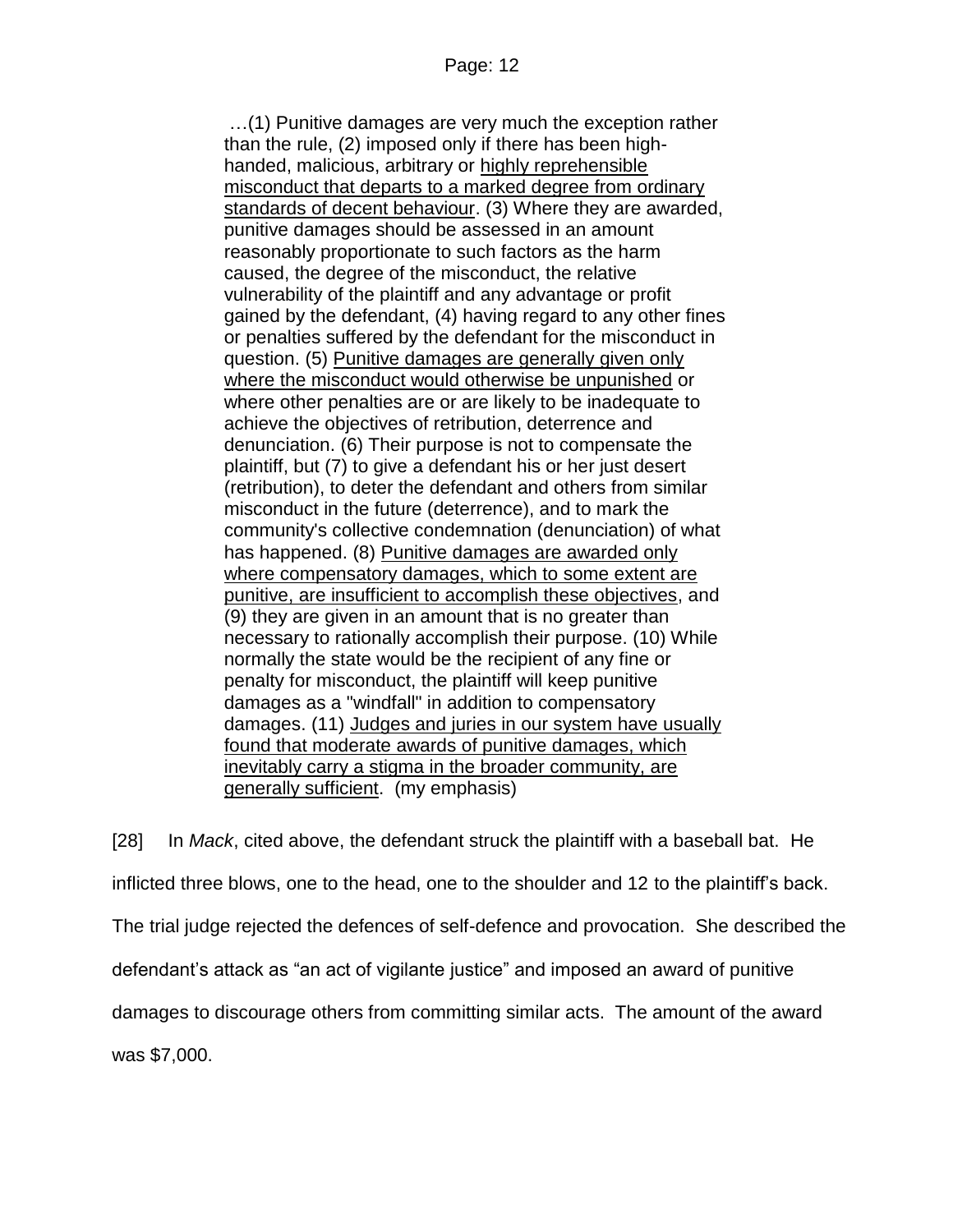> …(1) Punitive damages are very much the exception rather than the rule, (2) imposed only if there has been high-handed, malicious, arbitrary or <u>highly reprehensible misconduct that departs to a marked degree from ordinary standards of decent behaviour</u>. (3) Where they are awarded, punitive damages should be assessed in an amount reasonably proportionate to such factors as the harm caused, the degree of the misconduct, the relative vulnerability of the plaintiff and any advantage or profit gained by the defendant, (4) having regard to any other fines or penalties suffered by the defendant for the misconduct in question. (5) <u>Punitive damages are generally given only where the misconduct would otherwise be unpunished</u> or where other penalties are or are likely to be inadequate to achieve the objectives of retribution, deterrence and denunciation. (6) Their purpose is not to compensate the plaintiff, but (7) to give a defendant his or her just desert (retribution), to deter the defendant and others from similar misconduct in the future (deterrence), and to mark the community's collective condemnation (denunciation) of what has happened. (8) <u>Punitive damages are awarded only where compensatory damages, which to some extent are punitive, are insufficient to accomplish these objectives</u>, and (9) they are given in an amount that is no greater than necessary to rationally accomplish their purpose. (10) While normally the state would be the recipient of any fine or penalty for misconduct, the plaintiff will keep punitive damages as a "windfall" in addition to compensatory damages. (11) <u>Judges and juries in our system have usually found that moderate awards of punitive damages, which inevitably carry a stigma in the broader community, are generally sufficient</u>. (my emphasis)

[28] In *Mack*, cited above, the defendant struck the plaintiff with a baseball bat. He inflicted three blows, one to the head, one to the shoulder and 12 to the plaintiff’s back. The trial judge rejected the defences of self-defence and provocation. She described the defendant’s attack as “an act of vigilante justice” and imposed an award of punitive damages to discourage others from committing similar acts. The amount of the award was $7,000.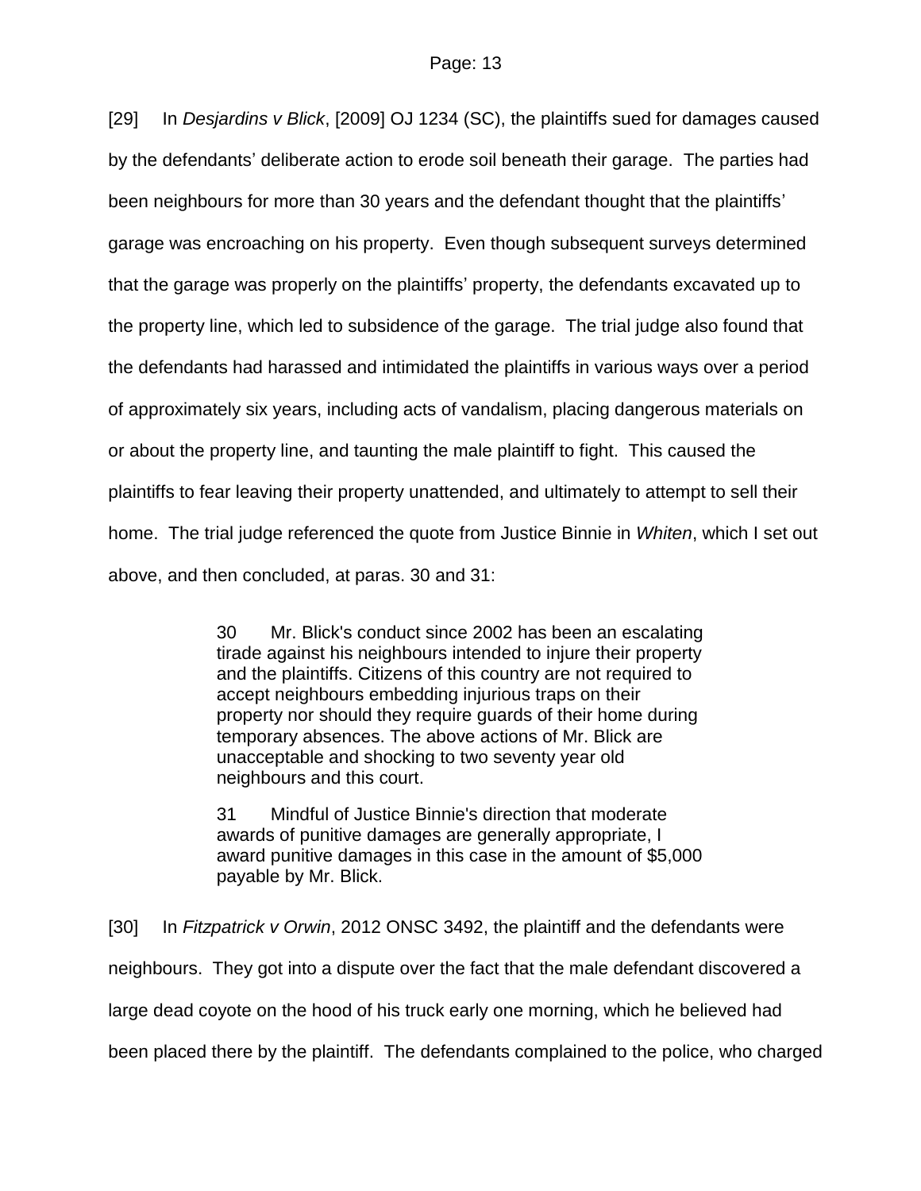[29] In *Desjardins v Blick*, [2009] OJ 1234 (SC), the plaintiffs sued for damages caused by the defendants' deliberate action to erode soil beneath their garage. The parties had been neighbours for more than 30 years and the defendant thought that the plaintiffs' garage was encroaching on his property. Even though subsequent surveys determined that the garage was properly on the plaintiffs' property, the defendants excavated up to the property line, which led to subsidence of the garage. The trial judge also found that the defendants had harassed and intimidated the plaintiffs in various ways over a period of approximately six years, including acts of vandalism, placing dangerous materials on or about the property line, and taunting the male plaintiff to fight. This caused the plaintiffs to fear leaving their property unattended, and ultimately to attempt to sell their home. The trial judge referenced the quote from Justice Binnie in *Whiten*, which I set out above, and then concluded, at paras. 30 and 31:

> 30 Mr. Blick's conduct since 2002 has been an escalating tirade against his neighbours intended to injure their property and the plaintiffs. Citizens of this country are not required to accept neighbours embedding injurious traps on their property nor should they require guards of their home during temporary absences. The above actions of Mr. Blick are unacceptable and shocking to two seventy year old neighbours and this court.
>
> 31 Mindful of Justice Binnie's direction that moderate awards of punitive damages are generally appropriate, I award punitive damages in this case in the amount of $5,000 payable by Mr. Blick.

[30] In *Fitzpatrick v Orwin*, 2012 ONSC 3492, the plaintiff and the defendants were neighbours. They got into a dispute over the fact that the male defendant discovered a large dead coyote on the hood of his truck early one morning, which he believed had been placed there by the plaintiff. The defendants complained to the police, who charged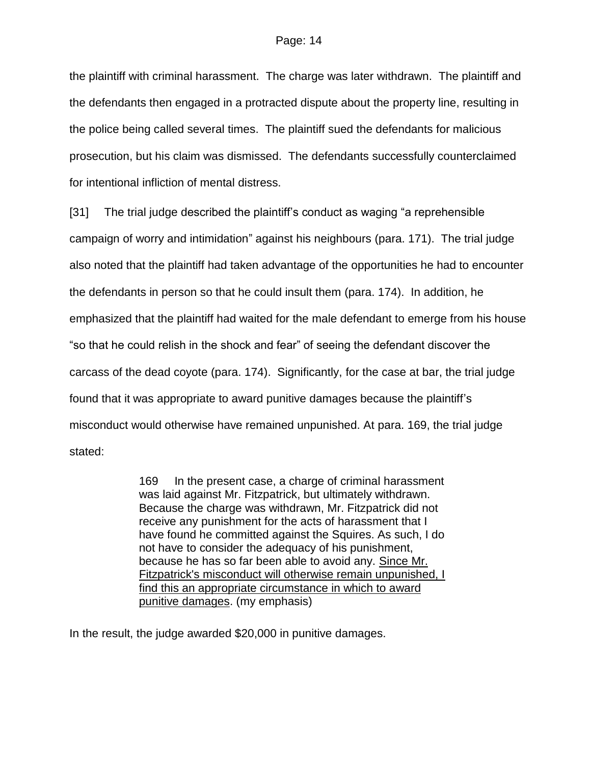the plaintiff with criminal harassment. The charge was later withdrawn. The plaintiff and the defendants then engaged in a protracted dispute about the property line, resulting in the police being called several times. The plaintiff sued the defendants for malicious prosecution, but his claim was dismissed. The defendants successfully counterclaimed for intentional infliction of mental distress.

[31] The trial judge described the plaintiff's conduct as waging "a reprehensible campaign of worry and intimidation" against his neighbours (para. 171). The trial judge also noted that the plaintiff had taken advantage of the opportunities he had to encounter the defendants in person so that he could insult them (para. 174). In addition, he emphasized that the plaintiff had waited for the male defendant to emerge from his house "so that he could relish in the shock and fear" of seeing the defendant discover the carcass of the dead coyote (para. 174). Significantly, for the case at bar, the trial judge found that it was appropriate to award punitive damages because the plaintiff's misconduct would otherwise have remained unpunished. At para. 169, the trial judge stated:

> 169 In the present case, a charge of criminal harassment was laid against Mr. Fitzpatrick, but ultimately withdrawn. Because the charge was withdrawn, Mr. Fitzpatrick did not receive any punishment for the acts of harassment that I have found he committed against the Squires. As such, I do not have to consider the adequacy of his punishment, because he has so far been able to avoid any. <u>Since Mr. Fitzpatrick's misconduct will otherwise remain unpunished, I find this an appropriate circumstance in which to award punitive damages</u>. (my emphasis)

In the result, the judge awarded $20,000 in punitive damages.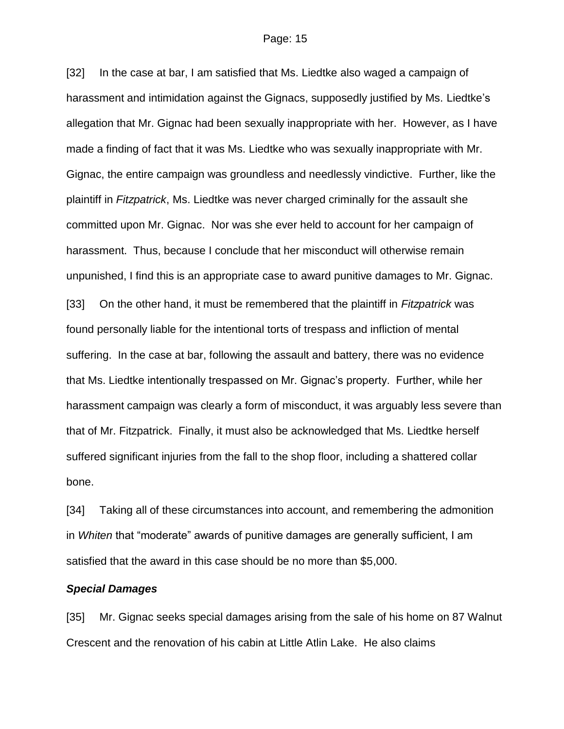[32] In the case at bar, I am satisfied that Ms. Liedtke also waged a campaign of harassment and intimidation against the Gignacs, supposedly justified by Ms. Liedtke's allegation that Mr. Gignac had been sexually inappropriate with her. However, as I have made a finding of fact that it was Ms. Liedtke who was sexually inappropriate with Mr. Gignac, the entire campaign was groundless and needlessly vindictive. Further, like the plaintiff in *Fitzpatrick*, Ms. Liedtke was never charged criminally for the assault she committed upon Mr. Gignac. Nor was she ever held to account for her campaign of harassment. Thus, because I conclude that her misconduct will otherwise remain unpunished, I find this is an appropriate case to award punitive damages to Mr. Gignac.

[33] On the other hand, it must be remembered that the plaintiff in *Fitzpatrick* was found personally liable for the intentional torts of trespass and infliction of mental suffering. In the case at bar, following the assault and battery, there was no evidence that Ms. Liedtke intentionally trespassed on Mr. Gignac's property. Further, while her harassment campaign was clearly a form of misconduct, it was arguably less severe than that of Mr. Fitzpatrick. Finally, it must also be acknowledged that Ms. Liedtke herself suffered significant injuries from the fall to the shop floor, including a shattered collar bone.

[34] Taking all of these circumstances into account, and remembering the admonition in *Whiten* that "moderate" awards of punitive damages are generally sufficient, I am satisfied that the award in this case should be no more than $5,000.

### *Special Damages*

[35] Mr. Gignac seeks special damages arising from the sale of his home on 87 Walnut Crescent and the renovation of his cabin at Little Atlin Lake. He also claims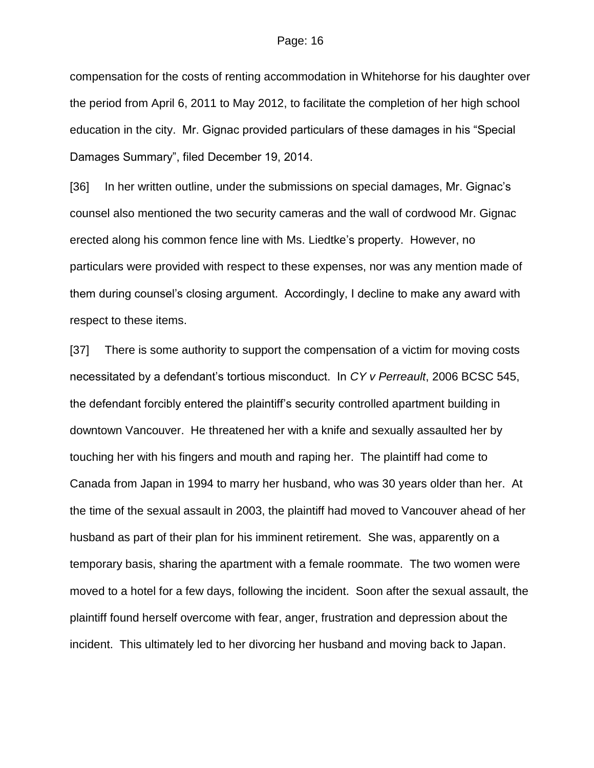compensation for the costs of renting accommodation in Whitehorse for his daughter over the period from April 6, 2011 to May 2012, to facilitate the completion of her high school education in the city. Mr. Gignac provided particulars of these damages in his "Special Damages Summary", filed December 19, 2014.

[36] In her written outline, under the submissions on special damages, Mr. Gignac's counsel also mentioned the two security cameras and the wall of cordwood Mr. Gignac erected along his common fence line with Ms. Liedtke's property. However, no particulars were provided with respect to these expenses, nor was any mention made of them during counsel's closing argument. Accordingly, I decline to make any award with respect to these items.

[37] There is some authority to support the compensation of a victim for moving costs necessitated by a defendant's tortious misconduct. In *CY v Perreault*, 2006 BCSC 545, the defendant forcibly entered the plaintiff's security controlled apartment building in downtown Vancouver. He threatened her with a knife and sexually assaulted her by touching her with his fingers and mouth and raping her. The plaintiff had come to Canada from Japan in 1994 to marry her husband, who was 30 years older than her. At the time of the sexual assault in 2003, the plaintiff had moved to Vancouver ahead of her husband as part of their plan for his imminent retirement. She was, apparently on a temporary basis, sharing the apartment with a female roommate. The two women were moved to a hotel for a few days, following the incident. Soon after the sexual assault, the plaintiff found herself overcome with fear, anger, frustration and depression about the incident. This ultimately led to her divorcing her husband and moving back to Japan.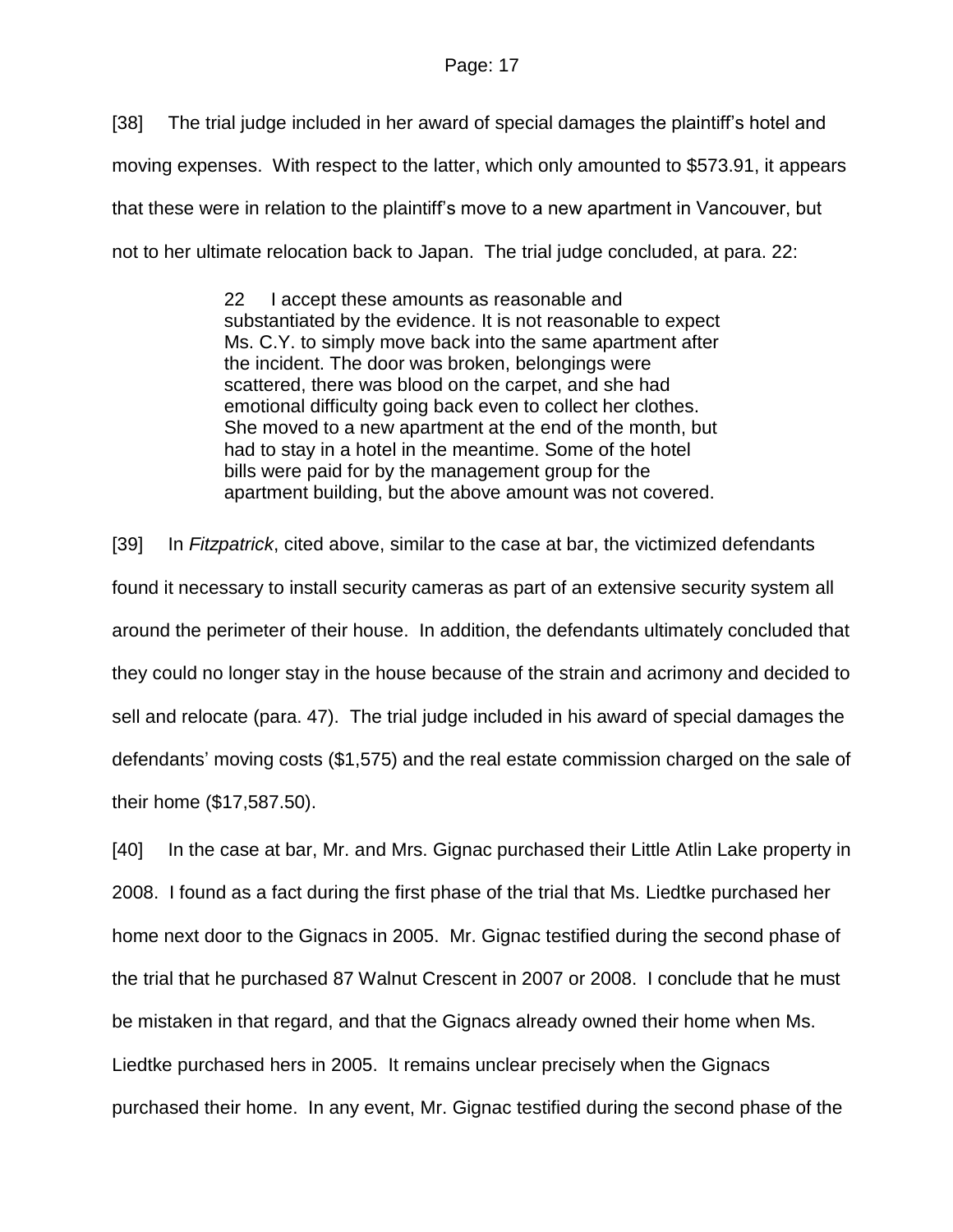[38] The trial judge included in her award of special damages the plaintiff's hotel and moving expenses. With respect to the latter, which only amounted to $573.91, it appears that these were in relation to the plaintiff's move to a new apartment in Vancouver, but not to her ultimate relocation back to Japan. The trial judge concluded, at para. 22:

> 22 I accept these amounts as reasonable and substantiated by the evidence. It is not reasonable to expect Ms. C.Y. to simply move back into the same apartment after the incident. The door was broken, belongings were scattered, there was blood on the carpet, and she had emotional difficulty going back even to collect her clothes. She moved to a new apartment at the end of the month, but had to stay in a hotel in the meantime. Some of the hotel bills were paid for by the management group for the apartment building, but the above amount was not covered.

[39] In *Fitzpatrick*, cited above, similar to the case at bar, the victimized defendants found it necessary to install security cameras as part of an extensive security system all around the perimeter of their house. In addition, the defendants ultimately concluded that they could no longer stay in the house because of the strain and acrimony and decided to sell and relocate (para. 47). The trial judge included in his award of special damages the defendants' moving costs ($1,575) and the real estate commission charged on the sale of their home ($17,587.50).

[40] In the case at bar, Mr. and Mrs. Gignac purchased their Little Atlin Lake property in 2008. I found as a fact during the first phase of the trial that Ms. Liedtke purchased her home next door to the Gignacs in 2005. Mr. Gignac testified during the second phase of the trial that he purchased 87 Walnut Crescent in 2007 or 2008. I conclude that he must be mistaken in that regard, and that the Gignacs already owned their home when Ms. Liedtke purchased hers in 2005. It remains unclear precisely when the Gignacs purchased their home. In any event, Mr. Gignac testified during the second phase of the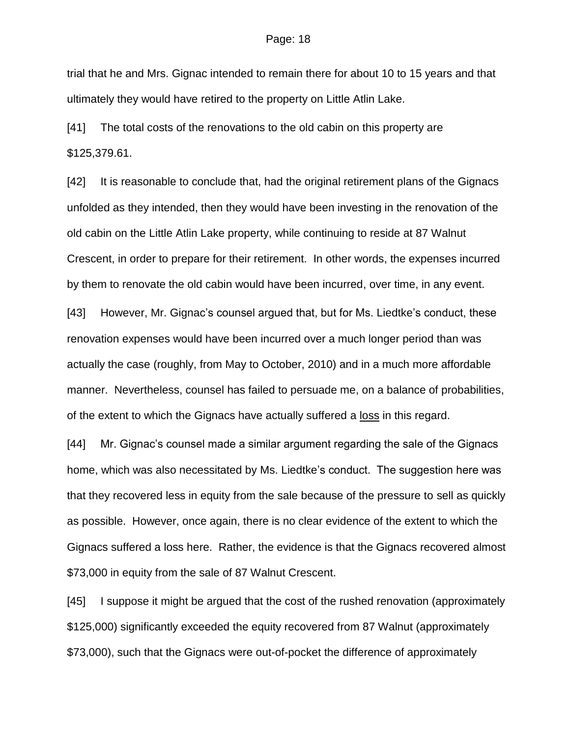trial that he and Mrs. Gignac intended to remain there for about 10 to 15 years and that ultimately they would have retired to the property on Little Atlin Lake.

[41] The total costs of the renovations to the old cabin on this property are $125,379.61.

[42] It is reasonable to conclude that, had the original retirement plans of the Gignacs unfolded as they intended, then they would have been investing in the renovation of the old cabin on the Little Atlin Lake property, while continuing to reside at 87 Walnut Crescent, in order to prepare for their retirement. In other words, the expenses incurred by them to renovate the old cabin would have been incurred, over time, in any event.

[43] However, Mr. Gignac's counsel argued that, but for Ms. Liedtke's conduct, these renovation expenses would have been incurred over a much longer period than was actually the case (roughly, from May to October, 2010) and in a much more affordable manner. Nevertheless, counsel has failed to persuade me, on a balance of probabilities, of the extent to which the Gignacs have actually suffered a <u>loss</u> in this regard.

[44] Mr. Gignac's counsel made a similar argument regarding the sale of the Gignacs home, which was also necessitated by Ms. Liedtke's conduct. The suggestion here was that they recovered less in equity from the sale because of the pressure to sell as quickly as possible. However, once again, there is no clear evidence of the extent to which the Gignacs suffered a loss here. Rather, the evidence is that the Gignacs recovered almost $73,000 in equity from the sale of 87 Walnut Crescent.

[45] I suppose it might be argued that the cost of the rushed renovation (approximately $125,000) significantly exceeded the equity recovered from 87 Walnut (approximately $73,000), such that the Gignacs were out-of-pocket the difference of approximately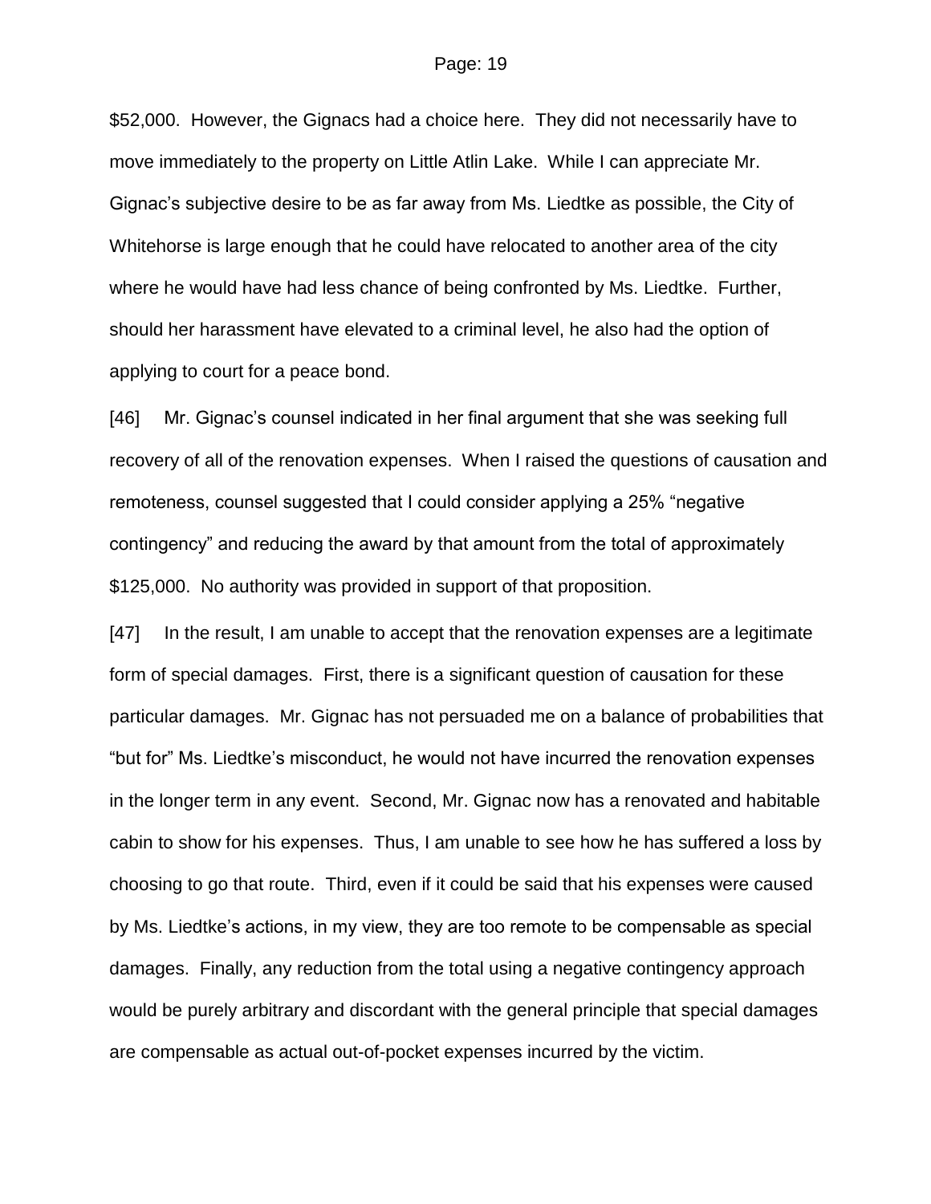$52,000. However, the Gignacs had a choice here. They did not necessarily have to move immediately to the property on Little Atlin Lake. While I can appreciate Mr. Gignac's subjective desire to be as far away from Ms. Liedtke as possible, the City of Whitehorse is large enough that he could have relocated to another area of the city where he would have had less chance of being confronted by Ms. Liedtke. Further, should her harassment have elevated to a criminal level, he also had the option of applying to court for a peace bond.

[46] Mr. Gignac's counsel indicated in her final argument that she was seeking full recovery of all of the renovation expenses. When I raised the questions of causation and remoteness, counsel suggested that I could consider applying a 25% "negative contingency" and reducing the award by that amount from the total of approximately $125,000. No authority was provided in support of that proposition.

[47] In the result, I am unable to accept that the renovation expenses are a legitimate form of special damages. First, there is a significant question of causation for these particular damages. Mr. Gignac has not persuaded me on a balance of probabilities that "but for" Ms. Liedtke's misconduct, he would not have incurred the renovation expenses in the longer term in any event. Second, Mr. Gignac now has a renovated and habitable cabin to show for his expenses. Thus, I am unable to see how he has suffered a loss by choosing to go that route. Third, even if it could be said that his expenses were caused by Ms. Liedtke's actions, in my view, they are too remote to be compensable as special damages. Finally, any reduction from the total using a negative contingency approach would be purely arbitrary and discordant with the general principle that special damages are compensable as actual out-of-pocket expenses incurred by the victim.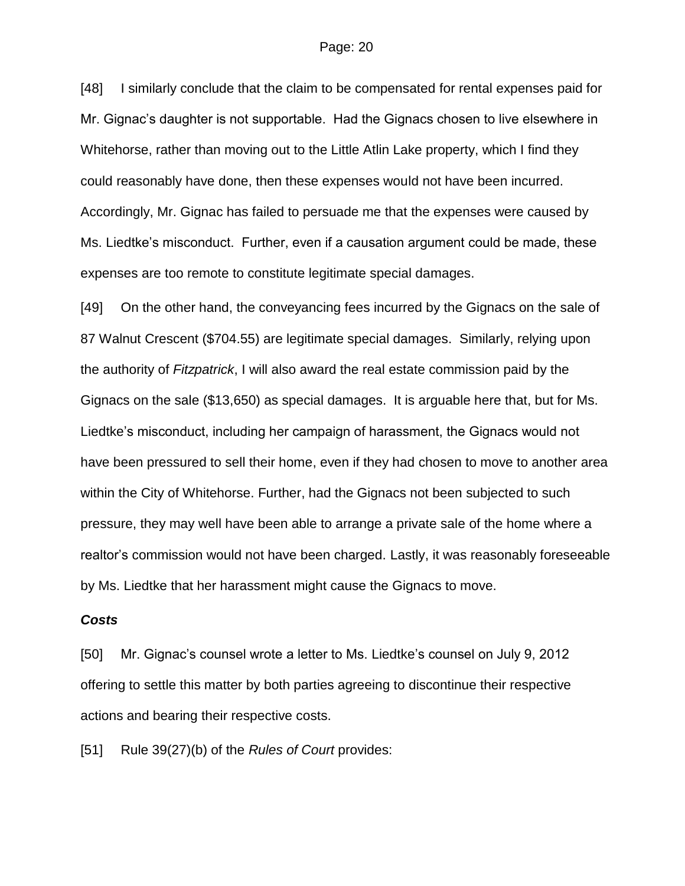[48] I similarly conclude that the claim to be compensated for rental expenses paid for Mr. Gignac's daughter is not supportable. Had the Gignacs chosen to live elsewhere in Whitehorse, rather than moving out to the Little Atlin Lake property, which I find they could reasonably have done, then these expenses would not have been incurred. Accordingly, Mr. Gignac has failed to persuade me that the expenses were caused by Ms. Liedtke's misconduct. Further, even if a causation argument could be made, these expenses are too remote to constitute legitimate special damages.

[49] On the other hand, the conveyancing fees incurred by the Gignacs on the sale of 87 Walnut Crescent ($704.55) are legitimate special damages. Similarly, relying upon the authority of *Fitzpatrick*, I will also award the real estate commission paid by the Gignacs on the sale ($13,650) as special damages. It is arguable here that, but for Ms. Liedtke's misconduct, including her campaign of harassment, the Gignacs would not have been pressured to sell their home, even if they had chosen to move to another area within the City of Whitehorse. Further, had the Gignacs not been subjected to such pressure, they may well have been able to arrange a private sale of the home where a realtor's commission would not have been charged. Lastly, it was reasonably foreseeable by Ms. Liedtke that her harassment might cause the Gignacs to move.

### ***Costs***

[50] Mr. Gignac's counsel wrote a letter to Ms. Liedtke's counsel on July 9, 2012 offering to settle this matter by both parties agreeing to discontinue their respective actions and bearing their respective costs.

[51] Rule 39(27)(b) of the *Rules of Court* provides: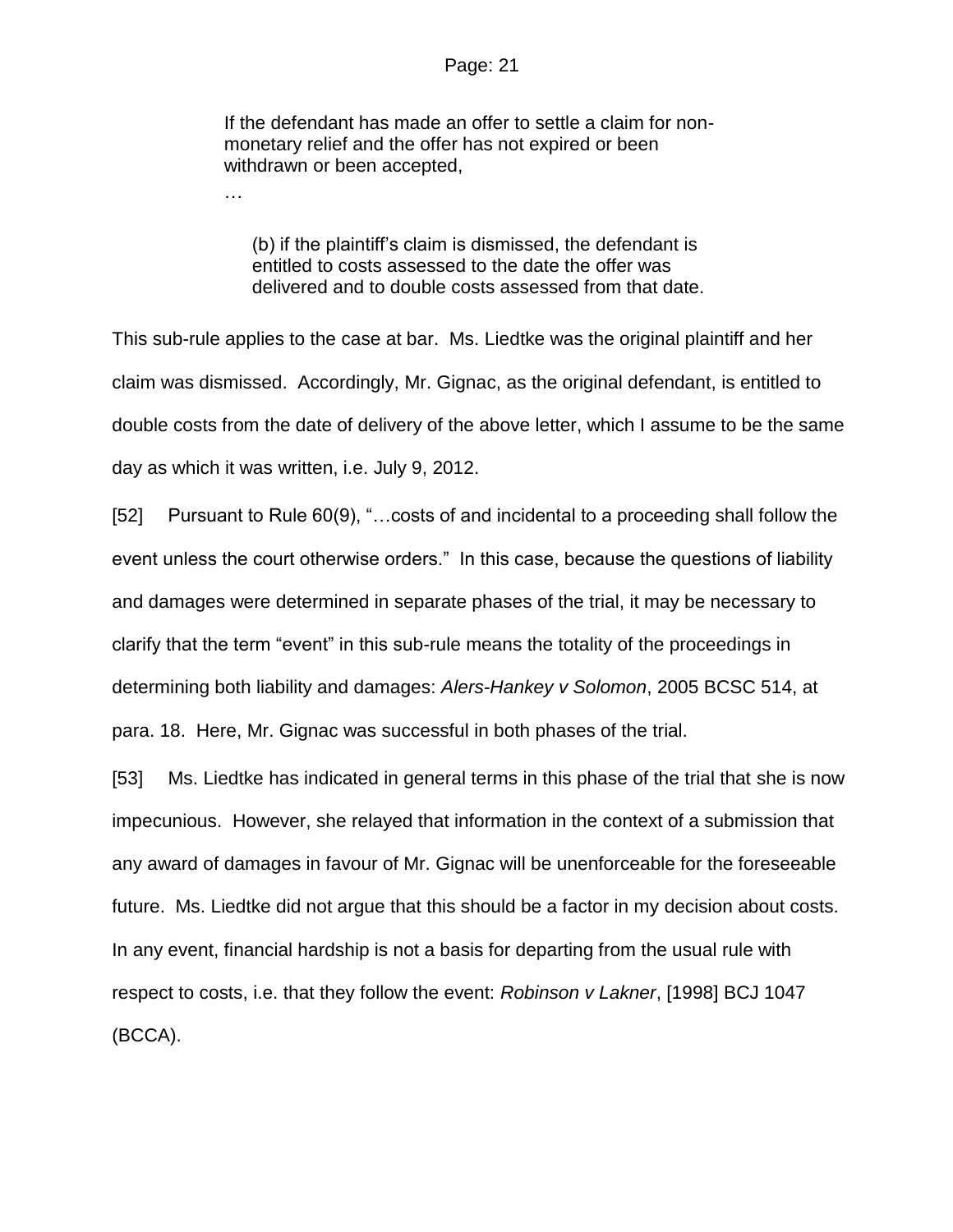> If the defendant has made an offer to settle a claim for non-monetary relief and the offer has not expired or been withdrawn or been accepted,
>
> …
>
> > (b) if the plaintiff's claim is dismissed, the defendant is entitled to costs assessed to the date the offer was delivered and to double costs assessed from that date.

This sub-rule applies to the case at bar. Ms. Liedtke was the original plaintiff and her claim was dismissed. Accordingly, Mr. Gignac, as the original defendant, is entitled to double costs from the date of delivery of the above letter, which I assume to be the same day as which it was written, i.e. July 9, 2012.

[52] Pursuant to Rule 60(9), "…costs of and incidental to a proceeding shall follow the event unless the court otherwise orders." In this case, because the questions of liability and damages were determined in separate phases of the trial, it may be necessary to clarify that the term "event" in this sub-rule means the totality of the proceedings in determining both liability and damages: *Alers-Hankey v Solomon*, 2005 BCSC 514, at para. 18. Here, Mr. Gignac was successful in both phases of the trial.

[53] Ms. Liedtke has indicated in general terms in this phase of the trial that she is now impecunious. However, she relayed that information in the context of a submission that any award of damages in favour of Mr. Gignac will be unenforceable for the foreseeable future. Ms. Liedtke did not argue that this should be a factor in my decision about costs. In any event, financial hardship is not a basis for departing from the usual rule with respect to costs, i.e. that they follow the event: *Robinson v Lakner*, [1998] BCJ 1047 (BCCA).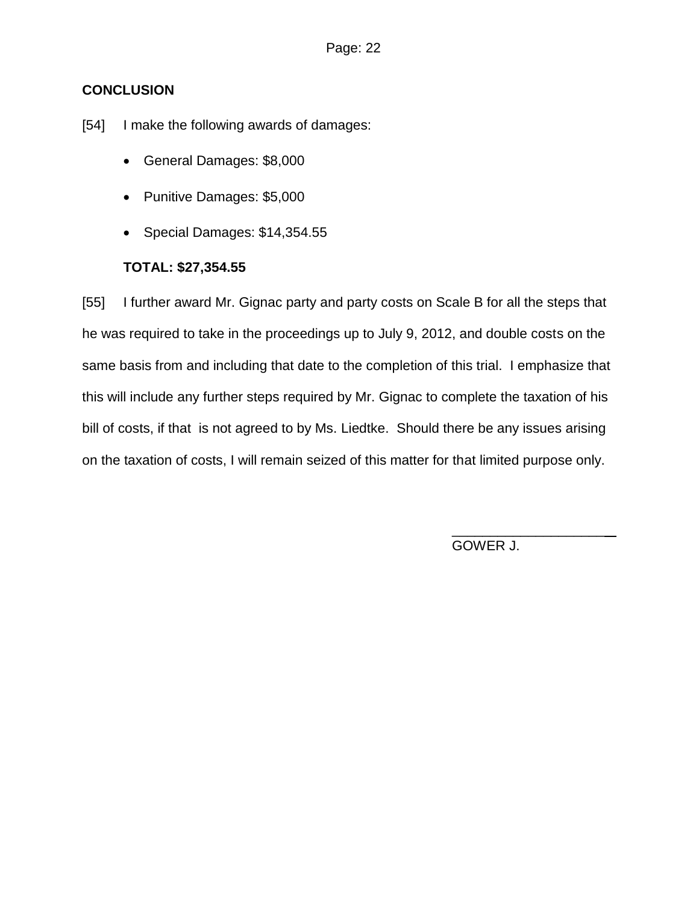## CONCLUSION

[54] I make the following awards of damages:

- General Damages: $8,000
- Punitive Damages: $5,000
- Special Damages: $14,354.55

**TOTAL: $27,354.55**

[55] I further award Mr. Gignac party and party costs on Scale B for all the steps that he was required to take in the proceedings up to July 9, 2012, and double costs on the same basis from and including that date to the completion of this trial. I emphasize that this will include any further steps required by Mr. Gignac to complete the taxation of his bill of costs, if that is not agreed to by Ms. Liedtke. Should there be any issues arising on the taxation of costs, I will remain seized of this matter for that limited purpose only.

_____________________

GOWER J.